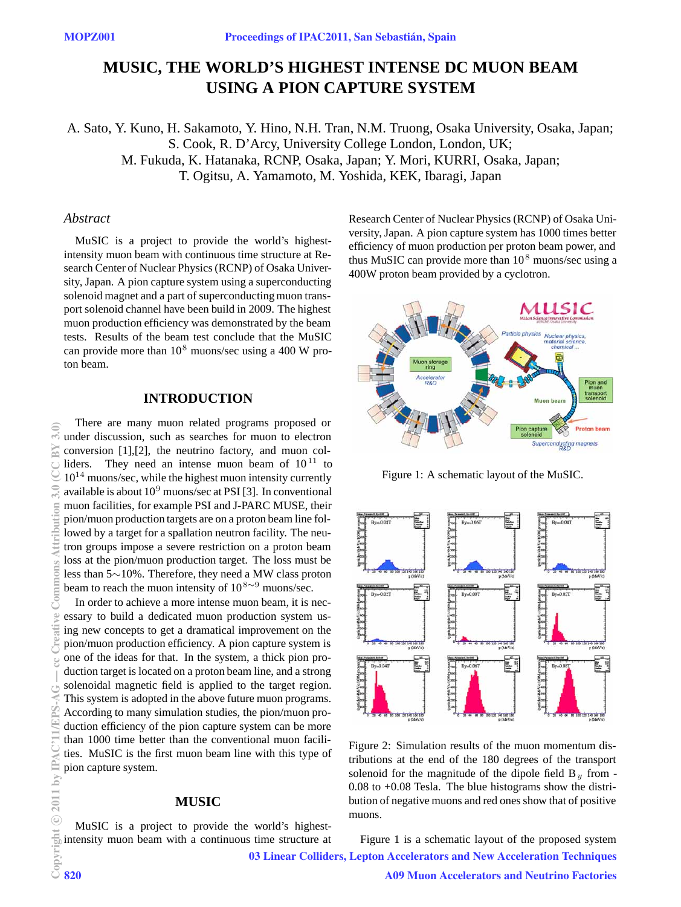# MUSIC, THE WORLD'S HIGHEST INTENSE DC MUON BEAM USING A PION CAPTURE SYSTEM

A. Sato, Y. Kuno, H. Sakamoto, Y. Hino, N.H. Tran, N.M. Truong, Osaka University, Osaka, Japan;
S. Cook, R. D'Arcy, University College London, London, UK;
M. Fukuda, K. Hatanaka, RCNP, Osaka, Japan; Y. Mori, KURRI, Osaka, Japan;
T. Ogitsu, A. Yamamoto, M. Yoshida, KEK, Ibaragi, Japan

## *Abstract*

MuSIC is a project to provide the world's highest-intensity muon beam with continuous time structure at Research Center of Nuclear Physics (RCNP) of Osaka University, Japan. A pion capture system using a superconducting solenoid magnet and a part of superconducting muon transport solenoid channel have been build in 2009. The highest muon production efficiency was demonstrated by the beam tests. Results of the beam test conclude that the MuSIC can provide more than $10^8$ muons/sec using a 400 W proton beam.

## INTRODUCTION

There are many muon related programs proposed or under discussion, such as searches for muon to electron conversion [1],[2], the neutrino factory, and muon colliders. They need an intense muon beam of $10^{11}$ to $10^{14}$ muons/sec, while the highest muon intensity currently available is about $10^9$ muons/sec at PSI [3]. In conventional muon facilities, for example PSI and J-PARC MUSE, their pion/muon production targets are on a proton beam line followed by a target for a spallation neutron facility. The neutron groups impose a severe restriction on a proton beam loss at the pion/muon production target. The loss must be less than 5$\sim$10%. Therefore, they need a MW class proton beam to reach the muon intensity of $10^{8\sim9}$ muons/sec.

In order to achieve a more intense muon beam, it is necessary to build a dedicated muon production system using new concepts to get a dramatical improvement on the pion/muon production efficiency. A pion capture system is one of the ideas for that. In the system, a thick pion production target is located on a proton beam line, and a strong solenoidal magnetic field is applied to the target region. This system is adopted in the above future muon programs. According to many simulation studies, the pion/muon production efficiency of the pion capture system can be more than 1000 time better than the conventional muon facilities. MuSIC is the first muon beam line with this type of pion capture system.

## MUSIC

MuSIC is a project to provide the world's highest-intensity muon beam with a continuous time structure at Research Center of Nuclear Physics (RCNP) of Osaka University, Japan. A pion capture system has 1000 times better efficiency of muon production per proton beam power, and thus MuSIC can provide more than $10^8$ muons/sec using a 400W proton beam provided by a cyclotron.

Figure 1: A schematic layout of the MuSIC.

Figure 2: Simulation results of the muon momentum distributions at the end of the 180 degrees of the transport solenoid for the magnitude of the dipole field $B_y$ from -0.08 to +0.08 Tesla. The blue histograms show the distribution of negative muons and red ones show that of positive muons.

Figure 1 is a schematic layout of the proposed system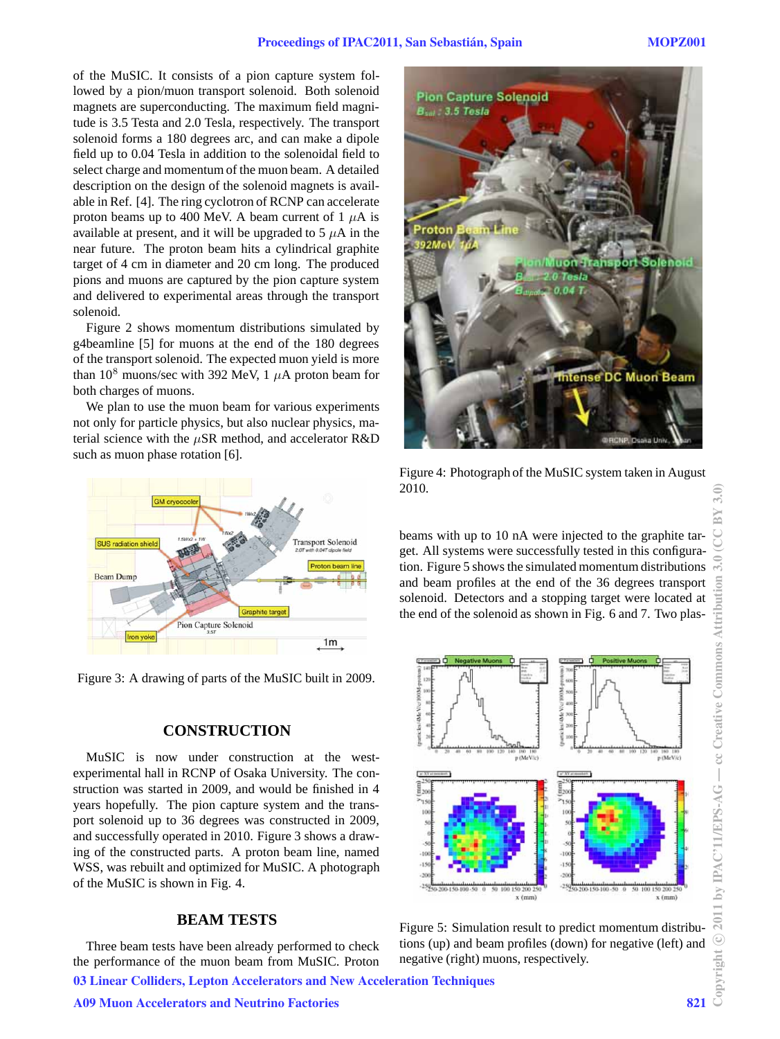of the MuSIC. It consists of a pion capture system followed by a pion/muon transport solenoid. Both solenoid magnets are superconducting. The maximum field magnitude is 3.5 Testa and 2.0 Tesla, respectively. The transport solenoid forms a 180 degrees arc, and can make a dipole field up to 0.04 Tesla in addition to the solenoidal field to select charge and momentum of the muon beam. A detailed description on the design of the solenoid magnets is available in Ref. [4]. The ring cyclotron of RCNP can accelerate proton beams up to 400 MeV. A beam current of 1 $\mu$A is available at present, and it will be upgraded to 5 $\mu$A in the near future. The proton beam hits a cylindrical graphite target of 4 cm in diameter and 20 cm long. The produced pions and muons are captured by the pion capture system and delivered to experimental areas through the transport solenoid.

Figure 2 shows momentum distributions simulated by g4beamline [5] for muons at the end of the 180 degrees of the transport solenoid. The expected muon yield is more than $10^8$ muons/sec with 392 MeV, 1 $\mu$A proton beam for both charges of muons.

We plan to use the muon beam for various experiments not only for particle physics, but also nuclear physics, material science with the $\mu$SR method, and accelerator R&D such as muon phase rotation [6].

Figure 3: A drawing of parts of the MuSIC built in 2009.

## CONSTRUCTION

MuSIC is now under construction at the west-experimental hall in RCNP of Osaka University. The construction was started in 2009, and would be finished in 4 years hopefully. The pion capture system and the transport solenoid up to 36 degrees was constructed in 2009, and successfully operated in 2010. Figure 3 shows a drawing of the constructed parts. A proton beam line, named WSS, was rebuilt and optimized for MuSIC. A photograph of the MuSIC is shown in Fig. 4.

## BEAM TESTS

Three beam tests have been already performed to check the performance of the muon beam from MuSIC. Proton beams with up to 10 nA were injected to the graphite target. All systems were successfully tested in this configuration. Figure 5 shows the simulated momentum distributions and beam profiles at the end of the 36 degrees transport solenoid. Detectors and a stopping target were located at the end of the solenoid as shown in Fig. 6 and 7. Two plas-

Figure 4: Photograph of the MuSIC system taken in August 2010.

Figure 5: Simulation result to predict momentum distributions (up) and beam profiles (down) for negative (left) and negative (right) muons, respectively.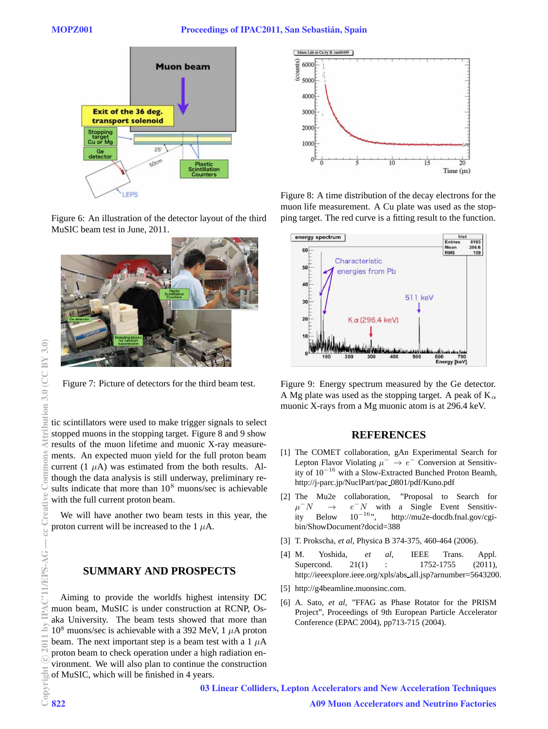Figure 6: An illustration of the detector layout of the third MuSIC beam test in June, 2011.

Figure 7: Picture of detectors for the third beam test.

tic scintillators were used to make trigger signals to select stopped muons in the stopping target. Figure 8 and 9 show results of the muon lifetime and muonic X-ray measurements. An expected muon yield for the full proton beam current (1 $\mu$A) was estimated from the both results. Although the data analysis is still underway, preliminary results indicate that more than $10^8$ muons/sec is achievable with the full current proton beam.

We will have another two beam tests in this year, the proton current will be increased to the 1 $\mu$A.

## SUMMARY AND PROSPECTS

Aiming to provide the worlds highest intensity DC muon beam, MuSIC is under construction at RCNP, Osaka University. The beam tests showed that more than $10^8$ muons/sec is achievable with a 392 MeV, 1 $\mu$A proton beam. The next important step is a beam test with a 1 $\mu$A proton beam to check operation under a high radiation environment. We will also plan to continue the construction of MuSIC, which will be finished in 4 years.

Figure 8: A time distribution of the decay electrons for the muon life measurement. A Cu plate was used as the stopping target. The red curve is a fitting result to the function.

Figure 9: Energy spectrum measured by the Ge detector. A Mg plate was used as the stopping target. A peak of $K_\alpha$ muonic X-rays from a Mg muonic atom is at 296.4 keV.

## REFERENCES

[1] The COMET collaboration, gAn Experimental Search for Lepton Flavor Violating $\mu^- \to e^-$ Conversion at Sensitivity of $10^{-16}$ with a Slow-Extracted Bunched Proton Beamh, http://j-parc.jp/NuclPart/pac_0801/pdf/Kuno.pdf

[2] The Mu2e collaboration, "Proposal to Search for $\mu^- N \to e^- N$ with a Single Event Sensitivity Below $10^{-16}$", http://mu2e-docdb.fnal.gov/cgi-bin/ShowDocument?docid=388

[3] T. Prokscha, *et al*, Physica B 374-375, 460-464 (2006).

[4] M. Yoshida, *et al*, IEEE Trans. Appl. Supercond. 21(1) : 1752-1755 (2011), http://ieeexplore.ieee.org/xpls/abs_all.jsp?arnumber=5643200.

[5] http://g4beamline.muonsinc.com.

[6] A. Sato, *et al*, "FFAG as Phase Rotator for the PRISM Project", Proceedings of 9th European Particle Accelerator Conference (EPAC 2004), pp713-715 (2004).